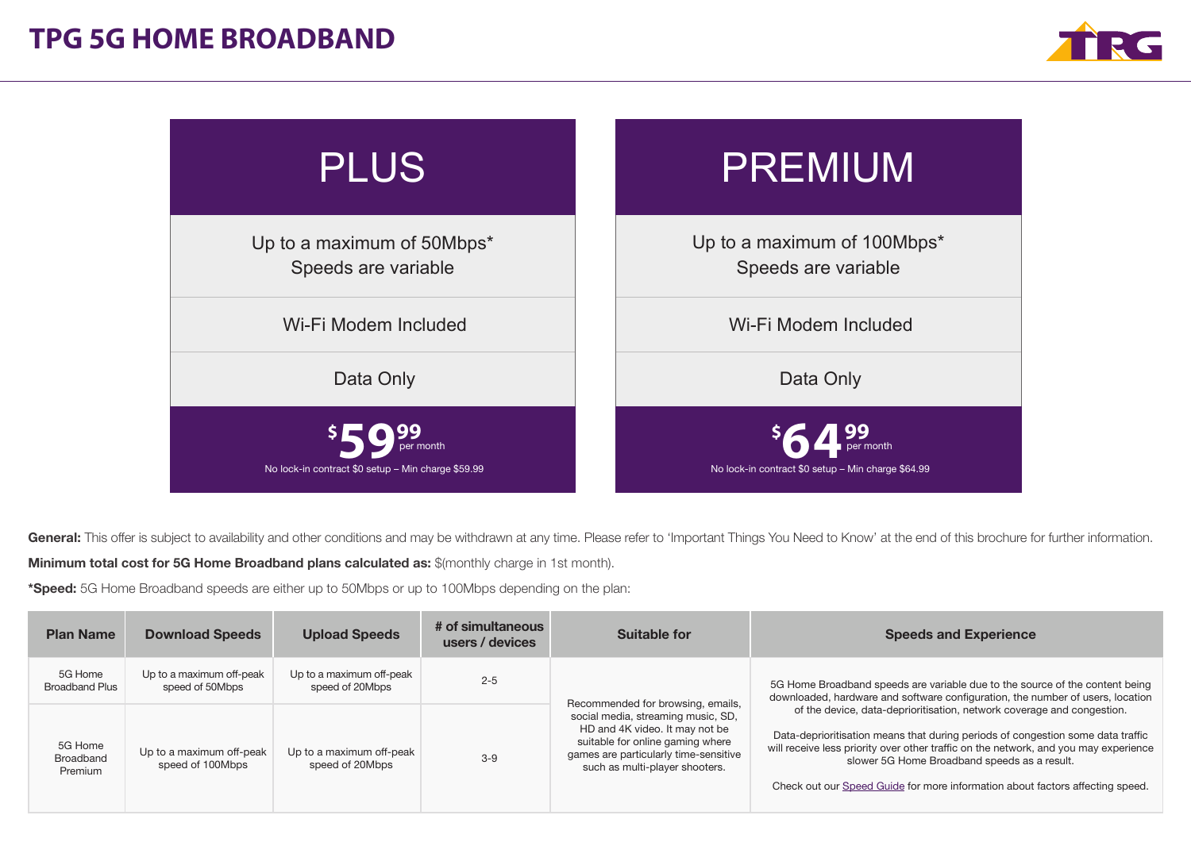# TPG 5G HOME BROADBAND

| PLUS | PREMIUM |
|---|---|
| Up to a maximum of 50Mbps* Speeds are variable | Up to a maximum of 100Mbps* Speeds are variable |
| Wi-Fi Modem Included | Wi-Fi Modem Included |
| Data Only | Data Only |
| $59.99 per month | $64.99 per month |
| No lock-in contract $0 setup – Min charge $59.99 | No lock-in contract $0 setup – Min charge $64.99 |

**General:** This offer is subject to availability and other conditions and may be withdrawn at any time. Please refer to 'Important Things You Need to Know' at the end of this brochure for further information.

**Minimum total cost for 5G Home Broadband plans calculated as:** $(monthly charge in 1st month).

***Speed:** 5G Home Broadband speeds are either up to 50Mbps or up to 100Mbps depending on the plan:

| Plan Name | Download Speeds | Upload Speeds | # of simultaneous users / devices | Suitable for | Speeds and Experience |
|---|---|---|---|---|---|
| 5G Home Broadband Plus | Up to a maximum off-peak speed of 50Mbps | Up to a maximum off-peak speed of 20Mbps | 2-5 | Recommended for browsing, emails, social media, streaming music, SD, HD and 4K video. It may not be suitable for online gaming where games are particularly time-sensitive such as multi-player shooters. | 5G Home Broadband speeds are variable due to the source of the content being downloaded, hardware and software configuration, the number of users, location of the device, data-deprioritisation, network coverage and congestion.<br><br>Data-deprioritisation means that during periods of congestion some data traffic will receive less priority over other traffic on the network, and you may experience slower 5G Home Broadband speeds as a result.<br><br>Check out our Speed Guide for more information about factors affecting speed. |
| 5G Home Broadband Premium | Up to a maximum off-peak speed of 100Mbps | Up to a maximum off-peak speed of 20Mbps | 3-9 | | |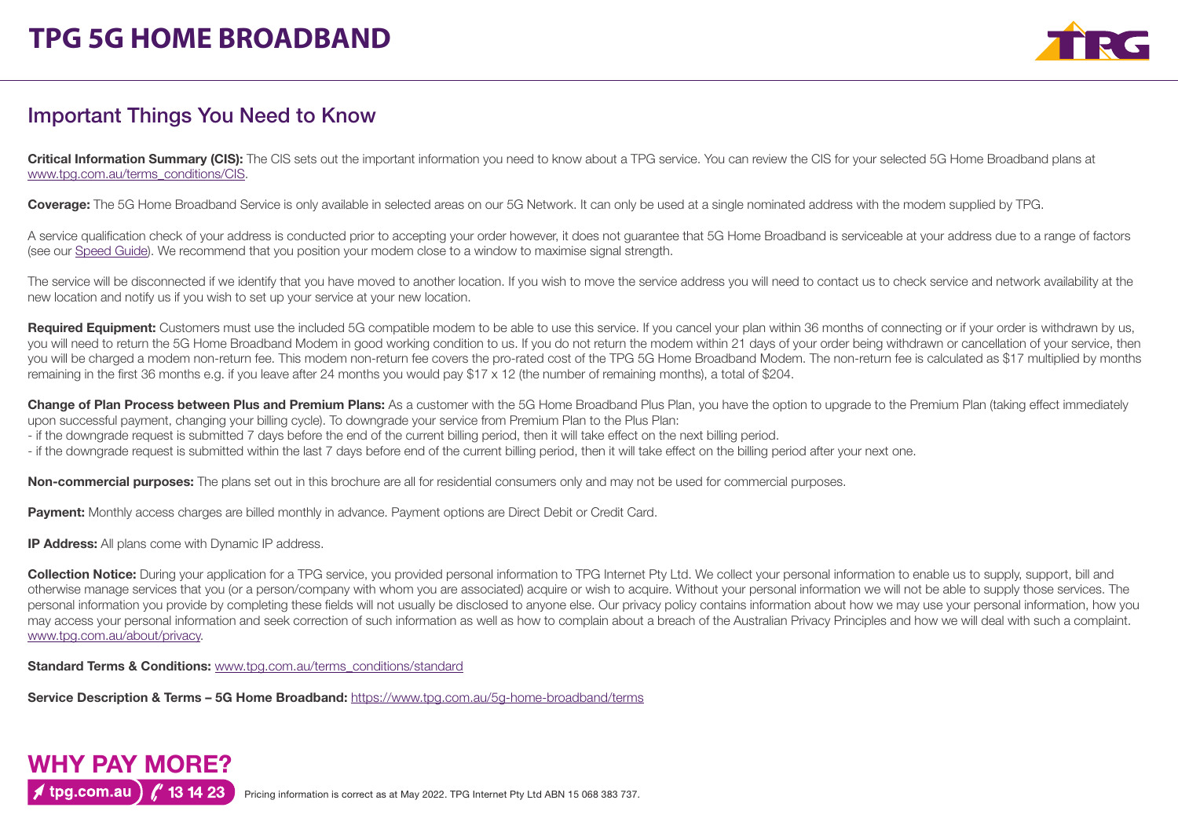# TPG 5G HOME BROADBAND

## Important Things You Need to Know

**Critical Information Summary (CIS):** The CIS sets out the important information you need to know about a TPG service. You can review the CIS for your selected 5G Home Broadband plans at www.tpg.com.au/terms_conditions/CIS.

**Coverage:** The 5G Home Broadband Service is only available in selected areas on our 5G Network. It can only be used at a single nominated address with the modem supplied by TPG.

A service qualification check of your address is conducted prior to accepting your order however, it does not guarantee that 5G Home Broadband is serviceable at your address due to a range of factors (see our Speed Guide). We recommend that you position your modem close to a window to maximise signal strength.

The service will be disconnected if we identify that you have moved to another location. If you wish to move the service address you will need to contact us to check service and network availability at the new location and notify us if you wish to set up your service at your new location.

**Required Equipment:** Customers must use the included 5G compatible modem to be able to use this service. If you cancel your plan within 36 months of connecting or if your order is withdrawn by us, you will need to return the 5G Home Broadband Modem in good working condition to us. If you do not return the modem within 21 days of your order being withdrawn or cancellation of your service, then you will be charged a modem non-return fee. This modem non-return fee covers the pro-rated cost of the TPG 5G Home Broadband Modem. The non-return fee is calculated as $17 multiplied by months remaining in the first 36 months e.g. if you leave after 24 months you would pay $17 x 12 (the number of remaining months), a total of $204.

**Change of Plan Process between Plus and Premium Plans:** As a customer with the 5G Home Broadband Plus Plan, you have the option to upgrade to the Premium Plan (taking effect immediately upon successful payment, changing your billing cycle). To downgrade your service from Premium Plan to the Plus Plan:
- if the downgrade request is submitted 7 days before the end of the current billing period, then it will take effect on the next billing period.
- if the downgrade request is submitted within the last 7 days before end of the current billing period, then it will take effect on the billing period after your next one.

**Non-commercial purposes:** The plans set out in this brochure are all for residential consumers only and may not be used for commercial purposes.

**Payment:** Monthly access charges are billed monthly in advance. Payment options are Direct Debit or Credit Card.

**IP Address:** All plans come with Dynamic IP address.

**Collection Notice:** During your application for a TPG service, you provided personal information to TPG Internet Pty Ltd. We collect your personal information to enable us to supply, support, bill and otherwise manage services that you (or a person/company with whom you are associated) acquire or wish to acquire. Without your personal information we will not be able to supply those services. The personal information you provide by completing these fields will not usually be disclosed to anyone else. Our privacy policy contains information about how we may use your personal information, how you may access your personal information and seek correction of such information as well as how to complain about a breach of the Australian Privacy Principles and how we will deal with such a complaint. www.tpg.com.au/about/privacy.

**Standard Terms & Conditions:** www.tpg.com.au/terms_conditions/standard

**Service Description & Terms – 5G Home Broadband:** https://www.tpg.com.au/5g-home-broadband/terms

**WHY PAY MORE?**

tpg.com.au | 13 14 23

Pricing information is correct as at May 2022. TPG Internet Pty Ltd ABN 15 068 383 737.